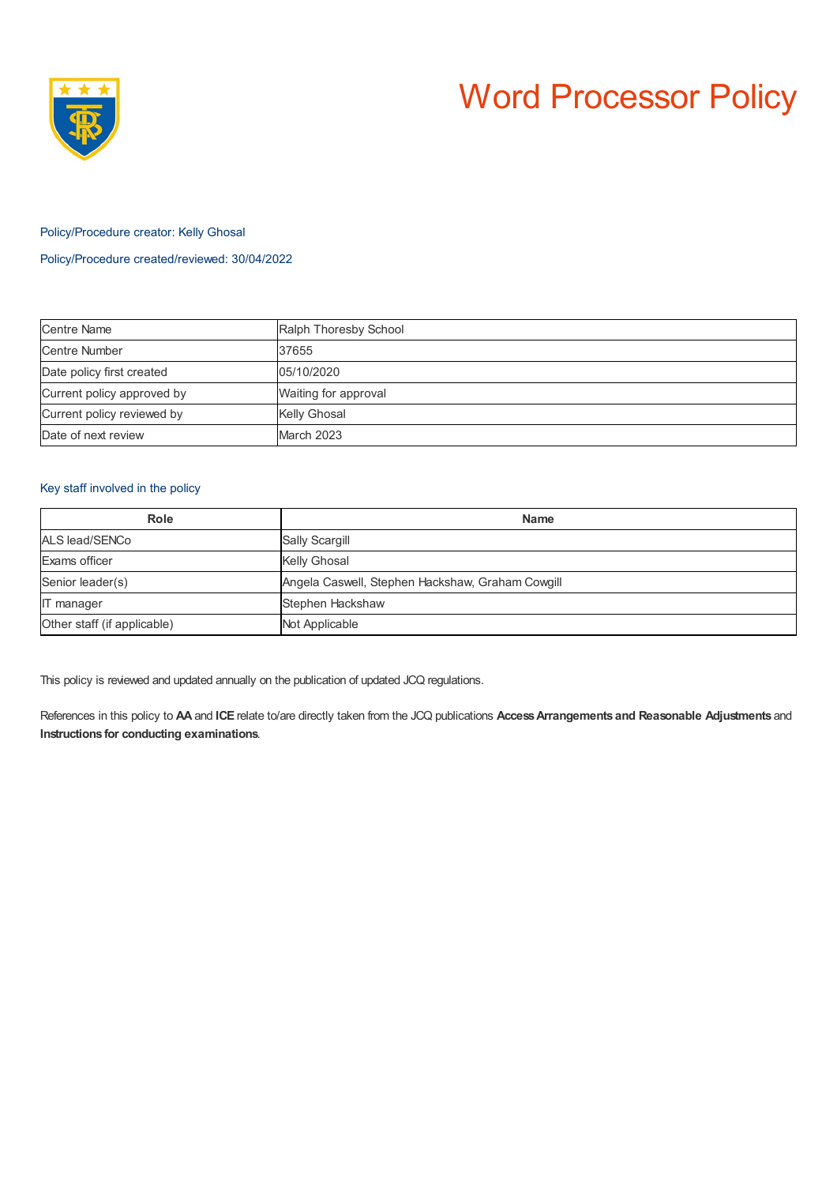# Word Processor Policy

Policy/Procedure creator: Kelly Ghosal

Policy/Procedure created/reviewed: 30/04/2022

| | |
|---|---|
| Centre Name | Ralph Thoresby School |
| Centre Number | 37655 |
| Date policy first created | 05/10/2020 |
| Current policy approved by | Waiting for approval |
| Current policy reviewed by | Kelly Ghosal |
| Date of next review | March 2023 |

## Key staff involved in the policy

| Role | Name |
|---|---|
| ALS lead/SENCo | Sally Scargill |
| Exams officer | Kelly Ghosal |
| Senior leader(s) | Angela Caswell, Stephen Hackshaw, Graham Cowgill |
| IT manager | Stephen Hackshaw |
| Other staff (if applicable) | Not Applicable |

This policy is reviewed and updated annually on the publication of updated JCQ regulations.

References in this policy to **AA** and **ICE** relate to/are directly taken from the JCQ publications **Access Arrangements and Reasonable Adjustments** and **Instructions for conducting examinations**.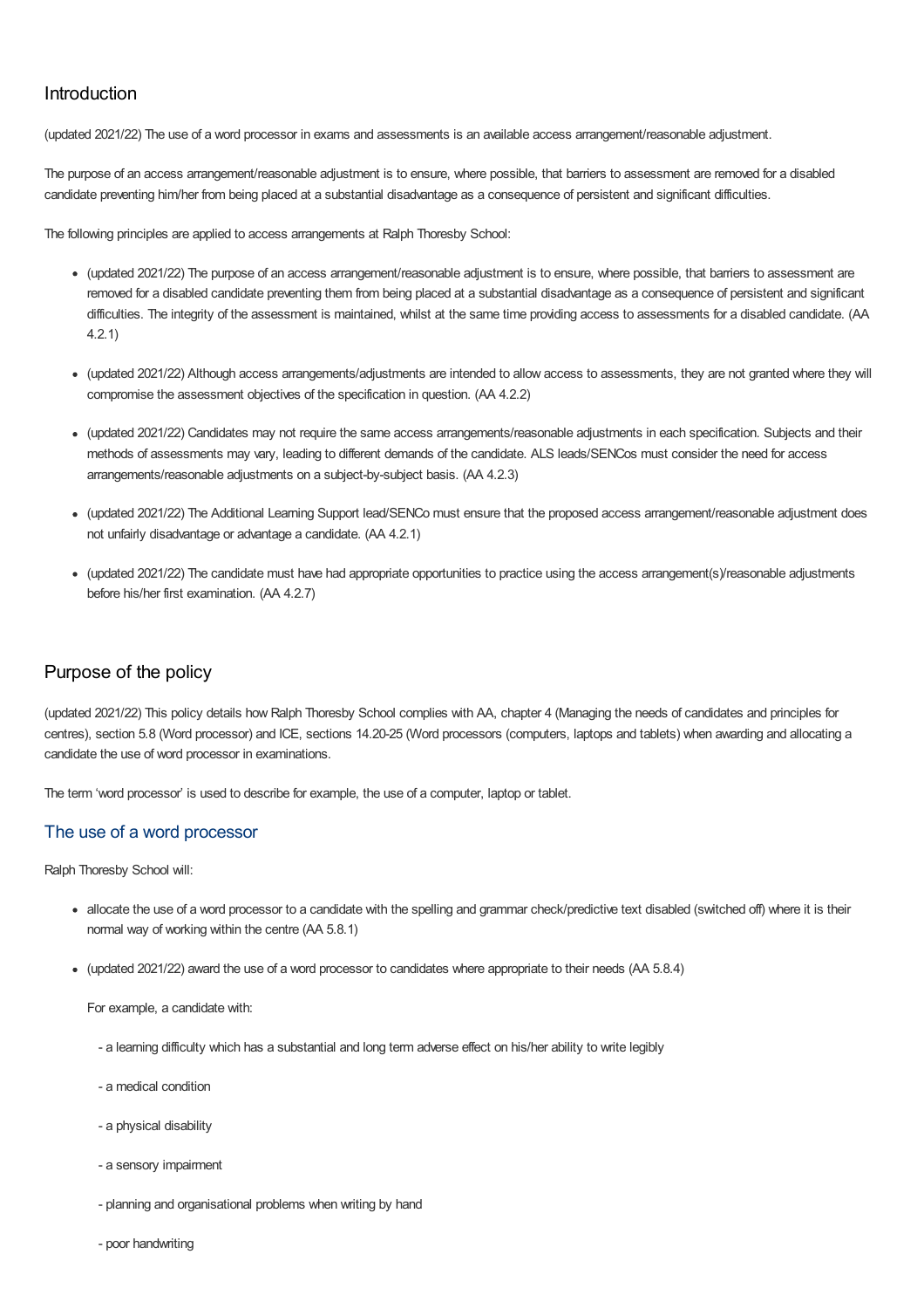## Introduction

(updated 2021/22) The use of a word processor in exams and assessments is an available access arrangement/reasonable adjustment.

The purpose of an access arrangement/reasonable adjustment is to ensure, where possible, that barriers to assessment are removed for a disabled candidate preventing him/her from being placed at a substantial disadvantage as a consequence of persistent and significant difficulties.

The following principles are applied to access arrangements at Ralph Thoresby School:

- (updated 2021/22) The purpose of an access arrangement/reasonable adjustment is to ensure, where possible, that barriers to assessment are removed for a disabled candidate preventing them from being placed at a substantial disadvantage as a consequence of persistent and significant difficulties. The integrity of the assessment is maintained, whilst at the same time providing access to assessments for a disabled candidate. (AA 4.2.1)

- (updated 2021/22) Although access arrangements/adjustments are intended to allow access to assessments, they are not granted where they will compromise the assessment objectives of the specification in question. (AA 4.2.2)

- (updated 2021/22) Candidates may not require the same access arrangements/reasonable adjustments in each specification. Subjects and their methods of assessments may vary, leading to different demands of the candidate. ALS leads/SENCos must consider the need for access arrangements/reasonable adjustments on a subject-by-subject basis. (AA 4.2.3)

- (updated 2021/22) The Additional Learning Support lead/SENCo must ensure that the proposed access arrangement/reasonable adjustment does not unfairly disadvantage or advantage a candidate. (AA 4.2.1)

- (updated 2021/22) The candidate must have had appropriate opportunities to practice using the access arrangement(s)/reasonable adjustments before his/her first examination. (AA 4.2.7)

## Purpose of the policy

(updated 2021/22) This policy details how Ralph Thoresby School complies with AA, chapter 4 (Managing the needs of candidates and principles for centres), section 5.8 (Word processor) and ICE, sections 14.20-25 (Word processors (computers, laptops and tablets) when awarding and allocating a candidate the use of word processor in examinations.

The term 'word processor' is used to describe for example, the use of a computer, laptop or tablet.

### The use of a word processor

Ralph Thoresby School will:

- allocate the use of a word processor to a candidate with the spelling and grammar check/predictive text disabled (switched off) where it is their normal way of working within the centre (AA 5.8.1)

- (updated 2021/22) award the use of a word processor to candidates where appropriate to their needs (AA 5.8.4)

  For example, a candidate with:

  - a learning difficulty which has a substantial and long term adverse effect on his/her ability to write legibly

  - a medical condition

  - a physical disability

  - a sensory impairment

  - planning and organisational problems when writing by hand

  - poor handwriting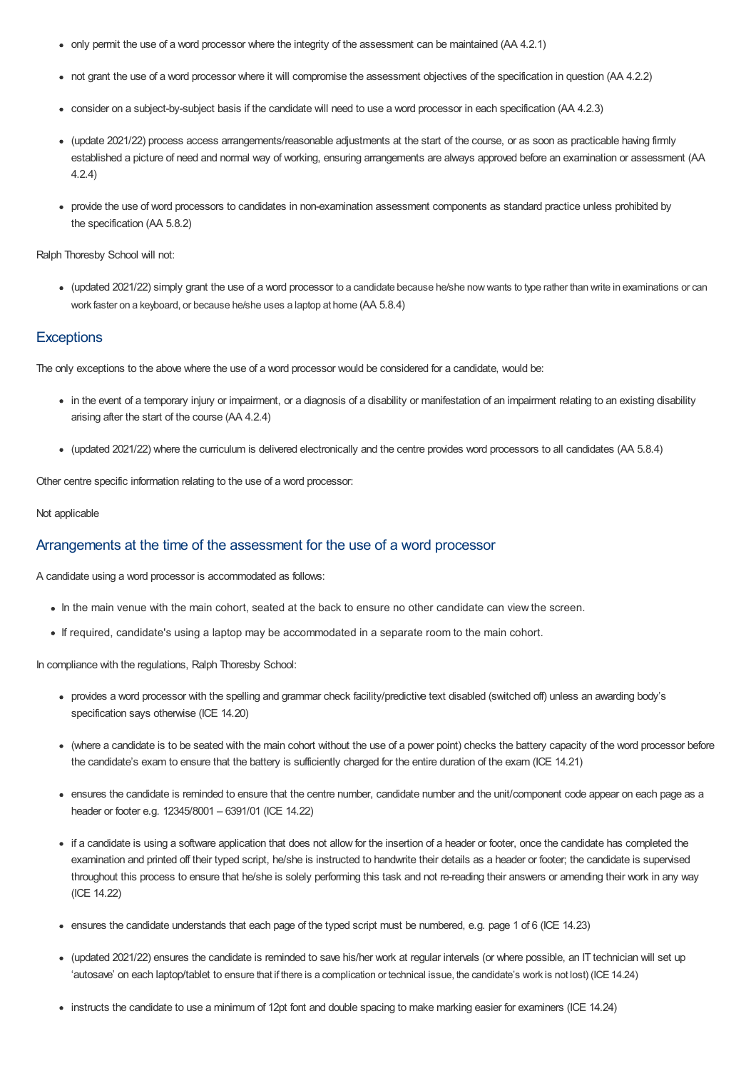- only permit the use of a word processor where the integrity of the assessment can be maintained (AA 4.2.1)
- not grant the use of a word processor where it will compromise the assessment objectives of the specification in question (AA 4.2.2)
- consider on a subject-by-subject basis if the candidate will need to use a word processor in each specification (AA 4.2.3)
- (update 2021/22) process access arrangements/reasonable adjustments at the start of the course, or as soon as practicable having firmly established a picture of need and normal way of working, ensuring arrangements are always approved before an examination or assessment (AA 4.2.4)
- provide the use of word processors to candidates in non-examination assessment components as standard practice unless prohibited by the specification (AA 5.8.2)

Ralph Thoresby School will not:

- (updated 2021/22) simply grant the use of a word processor to a candidate because he/she now wants to type rather than write in examinations or can work faster on a keyboard, or because he/she uses a laptop at home (AA 5.8.4)

## Exceptions

The only exceptions to the above where the use of a word processor would be considered for a candidate, would be:

- in the event of a temporary injury or impairment, or a diagnosis of a disability or manifestation of an impairment relating to an existing disability arising after the start of the course (AA 4.2.4)
- (updated 2021/22) where the curriculum is delivered electronically and the centre provides word processors to all candidates (AA 5.8.4)

Other centre specific information relating to the use of a word processor:

Not applicable

## Arrangements at the time of the assessment for the use of a word processor

A candidate using a word processor is accommodated as follows:

- In the main venue with the main cohort, seated at the back to ensure no other candidate can view the screen.
- If required, candidate's using a laptop may be accommodated in a separate room to the main cohort.

In compliance with the regulations, Ralph Thoresby School:

- provides a word processor with the spelling and grammar check facility/predictive text disabled (switched off) unless an awarding body's specification says otherwise (ICE 14.20)
- (where a candidate is to be seated with the main cohort without the use of a power point) checks the battery capacity of the word processor before the candidate's exam to ensure that the battery is sufficiently charged for the entire duration of the exam (ICE 14.21)
- ensures the candidate is reminded to ensure that the centre number, candidate number and the unit/component code appear on each page as a header or footer e.g. 12345/8001 – 6391/01 (ICE 14.22)
- if a candidate is using a software application that does not allow for the insertion of a header or footer, once the candidate has completed the examination and printed off their typed script, he/she is instructed to handwrite their details as a header or footer; the candidate is supervised throughout this process to ensure that he/she is solely performing this task and not re-reading their answers or amending their work in any way (ICE 14.22)
- ensures the candidate understands that each page of the typed script must be numbered, e.g. page 1 of 6 (ICE 14.23)
- (updated 2021/22) ensures the candidate is reminded to save his/her work at regular intervals (or where possible, an IT technician will set up 'autosave' on each laptop/tablet to ensure that if there is a complication or technical issue, the candidate's work is not lost) (ICE 14.24)
- instructs the candidate to use a minimum of 12pt font and double spacing to make marking easier for examiners (ICE 14.24)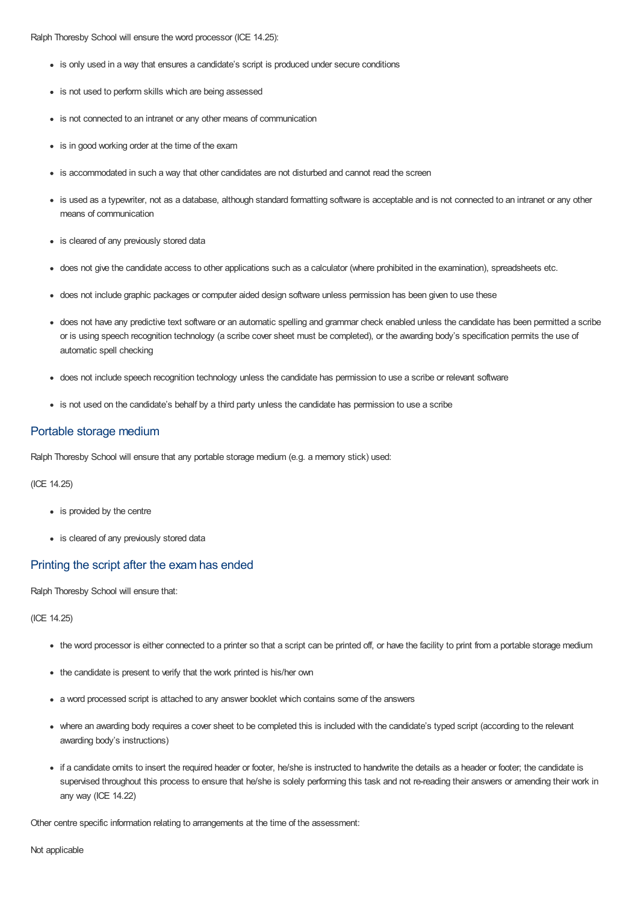Ralph Thoresby School will ensure the word processor (ICE 14.25):

- is only used in a way that ensures a candidate's script is produced under secure conditions
- is not used to perform skills which are being assessed
- is not connected to an intranet or any other means of communication
- is in good working order at the time of the exam
- is accommodated in such a way that other candidates are not disturbed and cannot read the screen
- is used as a typewriter, not as a database, although standard formatting software is acceptable and is not connected to an intranet or any other means of communication
- is cleared of any previously stored data
- does not give the candidate access to other applications such as a calculator (where prohibited in the examination), spreadsheets etc.
- does not include graphic packages or computer aided design software unless permission has been given to use these
- does not have any predictive text software or an automatic spelling and grammar check enabled unless the candidate has been permitted a scribe or is using speech recognition technology (a scribe cover sheet must be completed), or the awarding body's specification permits the use of automatic spell checking
- does not include speech recognition technology unless the candidate has permission to use a scribe or relevant software
- is not used on the candidate's behalf by a third party unless the candidate has permission to use a scribe

## Portable storage medium

Ralph Thoresby School will ensure that any portable storage medium (e.g. a memory stick) used:

(ICE 14.25)

- is provided by the centre
- is cleared of any previously stored data

## Printing the script after the exam has ended

Ralph Thoresby School will ensure that:

(ICE 14.25)

- the word processor is either connected to a printer so that a script can be printed off, or have the facility to print from a portable storage medium
- the candidate is present to verify that the work printed is his/her own
- a word processed script is attached to any answer booklet which contains some of the answers
- where an awarding body requires a cover sheet to be completed this is included with the candidate's typed script (according to the relevant awarding body's instructions)
- if a candidate omits to insert the required header or footer, he/she is instructed to handwrite the details as a header or footer; the candidate is supervised throughout this process to ensure that he/she is solely performing this task and not re-reading their answers or amending their work in any way (ICE 14.22)

Other centre specific information relating to arrangements at the time of the assessment:

Not applicable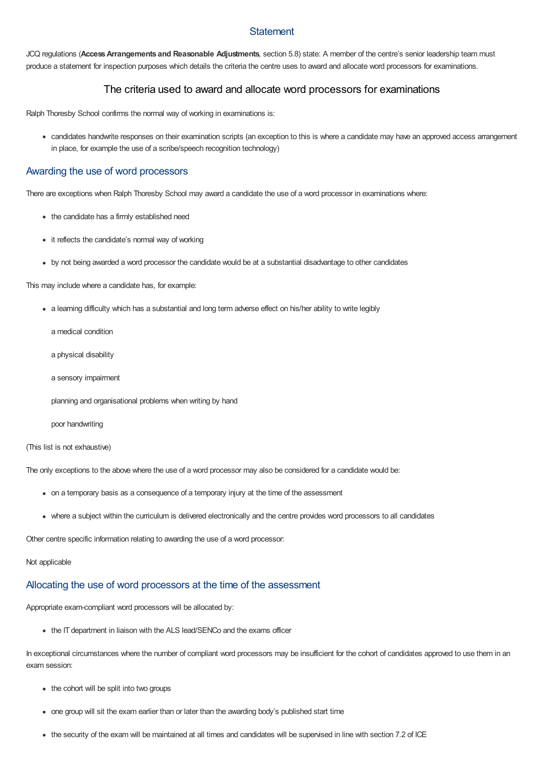## Statement

JCQ regulations (**Access Arrangements and Reasonable Adjustments**, section 5.8) state: A member of the centre's senior leadership team must produce a statement for inspection purposes which details the criteria the centre uses to award and allocate word processors for examinations.

### The criteria used to award and allocate word processors for examinations

Ralph Thoresby School confirms the normal way of working in examinations is:

- candidates handwrite responses on their examination scripts (an exception to this is where a candidate may have an approved access arrangement in place, for example the use of a scribe/speech recognition technology)

## Awarding the use of word processors

There are exceptions when Ralph Thoresby School may award a candidate the use of a word processor in examinations where:

- the candidate has a firmly established need
- it reflects the candidate's normal way of working
- by not being awarded a word processor the candidate would be at a substantial disadvantage to other candidates

This may include where a candidate has, for example:

- a learning difficulty which has a substantial and long term adverse effect on his/her ability to write legibly

  a medical condition

  a physical disability

  a sensory impairment

  planning and organisational problems when writing by hand

  poor handwriting

(This list is not exhaustive)

The only exceptions to the above where the use of a word processor may also be considered for a candidate would be:

- on a temporary basis as a consequence of a temporary injury at the time of the assessment
- where a subject within the curriculum is delivered electronically and the centre provides word processors to all candidates

Other centre specific information relating to awarding the use of a word processor:

Not applicable

## Allocating the use of word processors at the time of the assessment

Appropriate exam-compliant word processors will be allocated by:

- the IT department in liaison with the ALS lead/SENCo and the exams officer

In exceptional circumstances where the number of compliant word processors may be insufficient for the cohort of candidates approved to use them in an exam session:

- the cohort will be split into two groups
- one group will sit the exam earlier than or later than the awarding body's published start time
- the security of the exam will be maintained at all times and candidates will be supervised in line with section 7.2 of ICE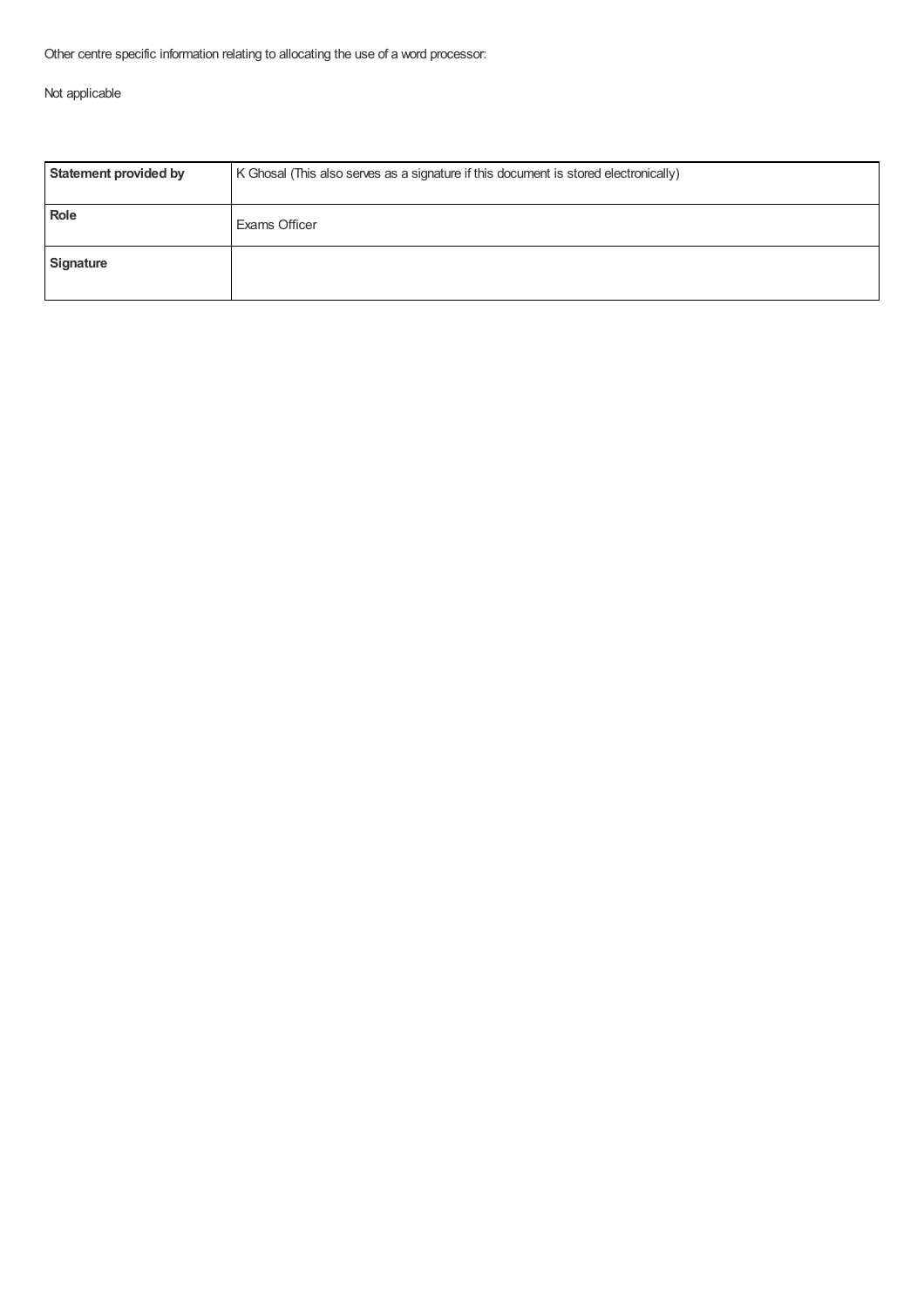Other centre specific information relating to allocating the use of a word processor:

Not applicable

| | |
|---|---|
| **Statement provided by** | K Ghosal (This also serves as a signature if this document is stored electronically) |
| **Role** | Exams Officer |
| **Signature** | |